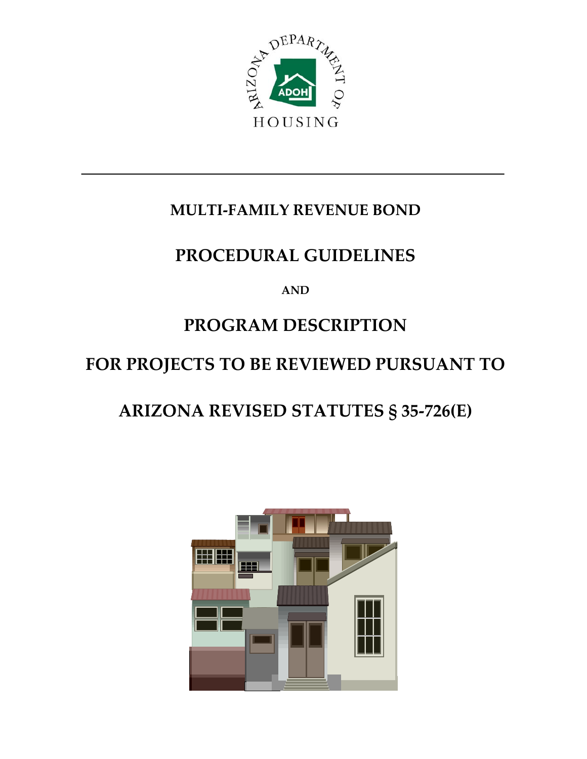ARIZONA DEPARTMENT OF HOUSING

ADOH

---

**MULTI-FAMILY REVENUE BOND**

# PROCEDURAL GUIDELINES

**AND**

# PROGRAM DESCRIPTION

# FOR PROJECTS TO BE REVIEWED PURSUANT TO

# ARIZONA REVISED STATUTES § 35-726(E)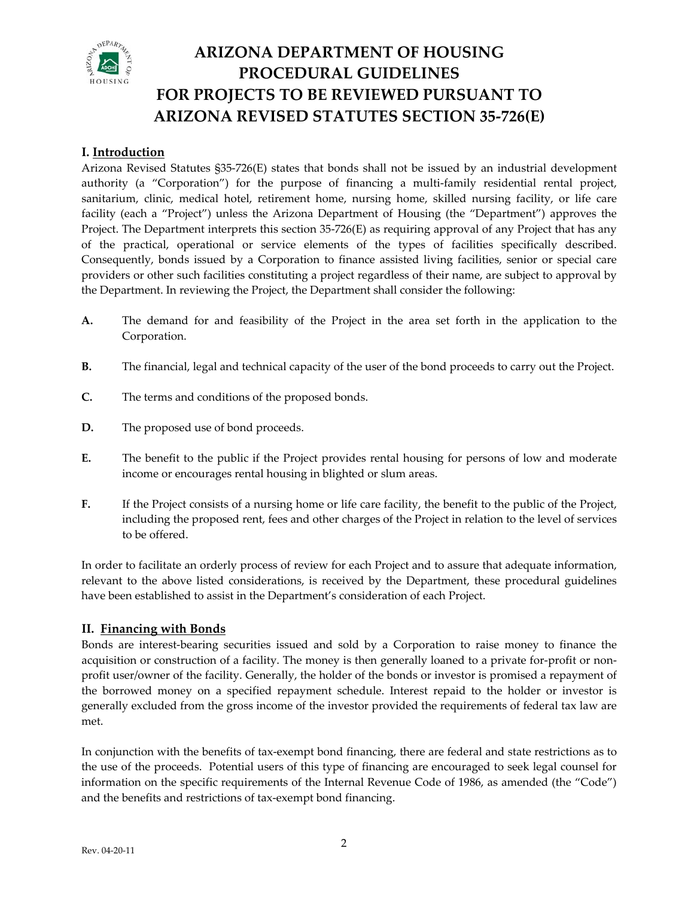# ARIZONA DEPARTMENT OF HOUSING PROCEDURAL GUIDELINES FOR PROJECTS TO BE REVIEWED PURSUANT TO ARIZONA REVISED STATUTES SECTION 35-726(E)

## I. Introduction

Arizona Revised Statutes §35-726(E) states that bonds shall not be issued by an industrial development authority (a "Corporation") for the purpose of financing a multi-family residential rental project, sanitarium, clinic, medical hotel, retirement home, nursing home, skilled nursing facility, or life care facility (each a "Project") unless the Arizona Department of Housing (the "Department") approves the Project. The Department interprets this section 35-726(E) as requiring approval of any Project that has any of the practical, operational or service elements of the types of facilities specifically described. Consequently, bonds issued by a Corporation to finance assisted living facilities, senior or special care providers or other such facilities constituting a project regardless of their name, are subject to approval by the Department. In reviewing the Project, the Department shall consider the following:

**A.** The demand for and feasibility of the Project in the area set forth in the application to the Corporation.

**B.** The financial, legal and technical capacity of the user of the bond proceeds to carry out the Project.

**C.** The terms and conditions of the proposed bonds.

**D.** The proposed use of bond proceeds.

**E.** The benefit to the public if the Project provides rental housing for persons of low and moderate income or encourages rental housing in blighted or slum areas.

**F.** If the Project consists of a nursing home or life care facility, the benefit to the public of the Project, including the proposed rent, fees and other charges of the Project in relation to the level of services to be offered.

In order to facilitate an orderly process of review for each Project and to assure that adequate information, relevant to the above listed considerations, is received by the Department, these procedural guidelines have been established to assist in the Department's consideration of each Project.

## II. Financing with Bonds

Bonds are interest-bearing securities issued and sold by a Corporation to raise money to finance the acquisition or construction of a facility. The money is then generally loaned to a private for-profit or non-profit user/owner of the facility. Generally, the holder of the bonds or investor is promised a repayment of the borrowed money on a specified repayment schedule. Interest repaid to the holder or investor is generally excluded from the gross income of the investor provided the requirements of federal tax law are met.

In conjunction with the benefits of tax-exempt bond financing, there are federal and state restrictions as to the use of the proceeds. Potential users of this type of financing are encouraged to seek legal counsel for information on the specific requirements of the Internal Revenue Code of 1986, as amended (the "Code") and the benefits and restrictions of tax-exempt bond financing.

Rev. 04-20-11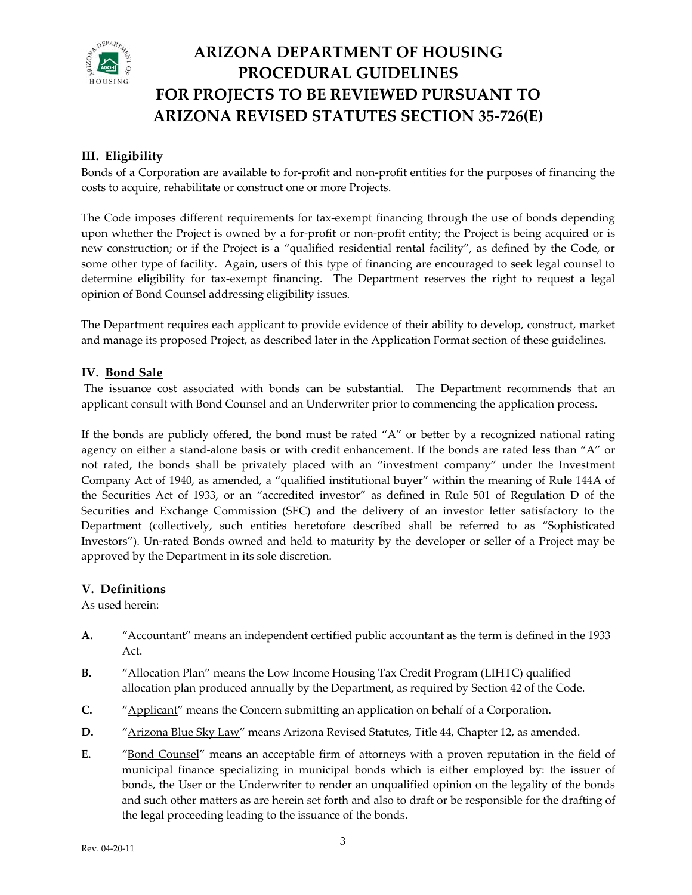## III. Eligibility

Bonds of a Corporation are available to for-profit and non-profit entities for the purposes of financing the costs to acquire, rehabilitate or construct one or more Projects.

The Code imposes different requirements for tax-exempt financing through the use of bonds depending upon whether the Project is owned by a for-profit or non-profit entity; the Project is being acquired or is new construction; or if the Project is a "qualified residential rental facility", as defined by the Code, or some other type of facility. Again, users of this type of financing are encouraged to seek legal counsel to determine eligibility for tax-exempt financing. The Department reserves the right to request a legal opinion of Bond Counsel addressing eligibility issues.

The Department requires each applicant to provide evidence of their ability to develop, construct, market and manage its proposed Project, as described later in the Application Format section of these guidelines.

## IV. Bond Sale

The issuance cost associated with bonds can be substantial. The Department recommends that an applicant consult with Bond Counsel and an Underwriter prior to commencing the application process.

If the bonds are publicly offered, the bond must be rated "A" or better by a recognized national rating agency on either a stand-alone basis or with credit enhancement. If the bonds are rated less than "A" or not rated, the bonds shall be privately placed with an "investment company" under the Investment Company Act of 1940, as amended, a "qualified institutional buyer" within the meaning of Rule 144A of the Securities Act of 1933, or an "accredited investor" as defined in Rule 501 of Regulation D of the Securities and Exchange Commission (SEC) and the delivery of an investor letter satisfactory to the Department (collectively, such entities heretofore described shall be referred to as "Sophisticated Investors"). Un-rated Bonds owned and held to maturity by the developer or seller of a Project may be approved by the Department in its sole discretion.

## V. Definitions

As used herein:

**A.** "Accountant" means an independent certified public accountant as the term is defined in the 1933 Act.

**B.** "Allocation Plan" means the Low Income Housing Tax Credit Program (LIHTC) qualified allocation plan produced annually by the Department, as required by Section 42 of the Code.

**C.** "Applicant" means the Concern submitting an application on behalf of a Corporation.

**D.** "Arizona Blue Sky Law" means Arizona Revised Statutes, Title 44, Chapter 12, as amended.

**E.** "Bond Counsel" means an acceptable firm of attorneys with a proven reputation in the field of municipal finance specializing in municipal bonds which is either employed by: the issuer of bonds, the User or the Underwriter to render an unqualified opinion on the legality of the bonds and such other matters as are herein set forth and also to draft or be responsible for the drafting of the legal proceeding leading to the issuance of the bonds.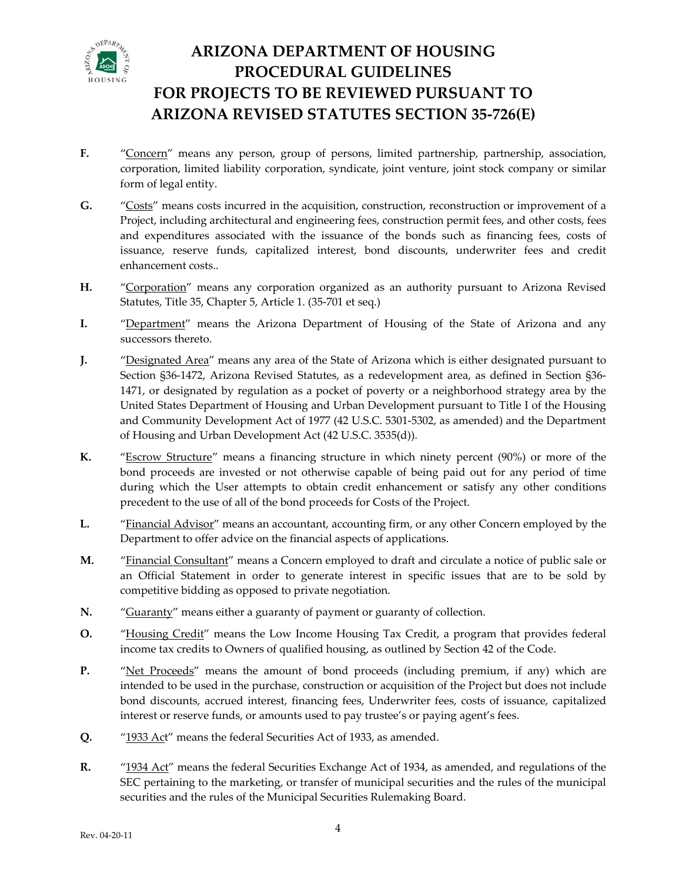**F.** "Concern" means any person, group of persons, limited partnership, partnership, association, corporation, limited liability corporation, syndicate, joint venture, joint stock company or similar form of legal entity.

**G.** "Costs" means costs incurred in the acquisition, construction, reconstruction or improvement of a Project, including architectural and engineering fees, construction permit fees, and other costs, fees and expenditures associated with the issuance of the bonds such as financing fees, costs of issuance, reserve funds, capitalized interest, bond discounts, underwriter fees and credit enhancement costs..

**H.** "Corporation" means any corporation organized as an authority pursuant to Arizona Revised Statutes, Title 35, Chapter 5, Article 1. (35-701 et seq.)

**I.** "Department" means the Arizona Department of Housing of the State of Arizona and any successors thereto.

**J.** "Designated Area" means any area of the State of Arizona which is either designated pursuant to Section §36-1472, Arizona Revised Statutes, as a redevelopment area, as defined in Section §36-1471, or designated by regulation as a pocket of poverty or a neighborhood strategy area by the United States Department of Housing and Urban Development pursuant to Title I of the Housing and Community Development Act of 1977 (42 U.S.C. 5301-5302, as amended) and the Department of Housing and Urban Development Act (42 U.S.C. 3535(d)).

**K.** "Escrow Structure" means a financing structure in which ninety percent (90%) or more of the bond proceeds are invested or not otherwise capable of being paid out for any period of time during which the User attempts to obtain credit enhancement or satisfy any other conditions precedent to the use of all of the bond proceeds for Costs of the Project.

**L.** "Financial Advisor" means an accountant, accounting firm, or any other Concern employed by the Department to offer advice on the financial aspects of applications.

**M.** "Financial Consultant" means a Concern employed to draft and circulate a notice of public sale or an Official Statement in order to generate interest in specific issues that are to be sold by competitive bidding as opposed to private negotiation.

**N.** "Guaranty" means either a guaranty of payment or guaranty of collection.

**O.** "Housing Credit" means the Low Income Housing Tax Credit, a program that provides federal income tax credits to Owners of qualified housing, as outlined by Section 42 of the Code.

**P.** "Net Proceeds" means the amount of bond proceeds (including premium, if any) which are intended to be used in the purchase, construction or acquisition of the Project but does not include bond discounts, accrued interest, financing fees, Underwriter fees, costs of issuance, capitalized interest or reserve funds, or amounts used to pay trustee's or paying agent's fees.

**Q.** "1933 Act" means the federal Securities Act of 1933, as amended.

**R.** "1934 Act" means the federal Securities Exchange Act of 1934, as amended, and regulations of the SEC pertaining to the marketing, or transfer of municipal securities and the rules of the municipal securities and the rules of the Municipal Securities Rulemaking Board.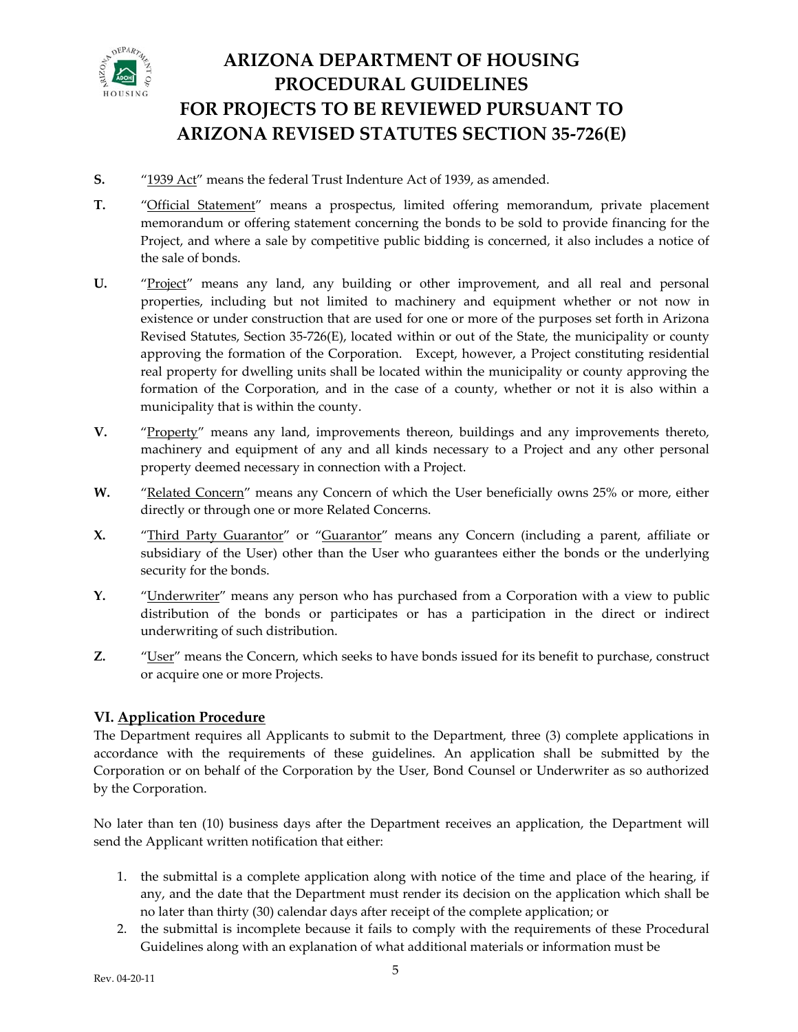**S.** "<u>1939 Act</u>" means the federal Trust Indenture Act of 1939, as amended.

**T.** "<u>Official Statement</u>" means a prospectus, limited offering memorandum, private placement memorandum or offering statement concerning the bonds to be sold to provide financing for the Project, and where a sale by competitive public bidding is concerned, it also includes a notice of the sale of bonds.

**U.** "<u>Project</u>" means any land, any building or other improvement, and all real and personal properties, including but not limited to machinery and equipment whether or not now in existence or under construction that are used for one or more of the purposes set forth in Arizona Revised Statutes, Section 35-726(E), located within or out of the State, the municipality or county approving the formation of the Corporation. Except, however, a Project constituting residential real property for dwelling units shall be located within the municipality or county approving the formation of the Corporation, and in the case of a county, whether or not it is also within a municipality that is within the county.

**V.** "<u>Property</u>" means any land, improvements thereon, buildings and any improvements thereto, machinery and equipment of any and all kinds necessary to a Project and any other personal property deemed necessary in connection with a Project.

**W.** "<u>Related Concern</u>" means any Concern of which the User beneficially owns 25% or more, either directly or through one or more Related Concerns.

**X.** "<u>Third Party Guarantor</u>" or "<u>Guarantor</u>" means any Concern (including a parent, affiliate or subsidiary of the User) other than the User who guarantees either the bonds or the underlying security for the bonds.

**Y.** "<u>Underwriter</u>" means any person who has purchased from a Corporation with a view to public distribution of the bonds or participates or has a participation in the direct or indirect underwriting of such distribution.

**Z.** "<u>User</u>" means the Concern, which seeks to have bonds issued for its benefit to purchase, construct or acquire one or more Projects.

### VI. <u>Application Procedure</u>

The Department requires all Applicants to submit to the Department, three (3) complete applications in accordance with the requirements of these guidelines. An application shall be submitted by the Corporation or on behalf of the Corporation by the User, Bond Counsel or Underwriter as so authorized by the Corporation.

No later than ten (10) business days after the Department receives an application, the Department will send the Applicant written notification that either:

1. the submittal is a complete application along with notice of the time and place of the hearing, if any, and the date that the Department must render its decision on the application which shall be no later than thirty (30) calendar days after receipt of the complete application; or
2. the submittal is incomplete because it fails to comply with the requirements of these Procedural Guidelines along with an explanation of what additional materials or information must be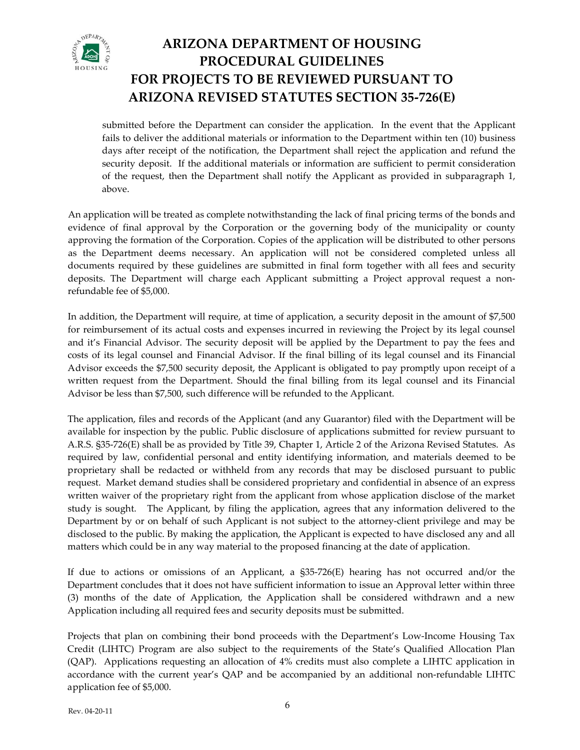submitted before the Department can consider the application. In the event that the Applicant fails to deliver the additional materials or information to the Department within ten (10) business days after receipt of the notification, the Department shall reject the application and refund the security deposit. If the additional materials or information are sufficient to permit consideration of the request, then the Department shall notify the Applicant as provided in subparagraph 1, above.

An application will be treated as complete notwithstanding the lack of final pricing terms of the bonds and evidence of final approval by the Corporation or the governing body of the municipality or county approving the formation of the Corporation. Copies of the application will be distributed to other persons as the Department deems necessary. An application will not be considered completed unless all documents required by these guidelines are submitted in final form together with all fees and security deposits. The Department will charge each Applicant submitting a Project approval request a non-refundable fee of $5,000.

In addition, the Department will require, at time of application, a security deposit in the amount of $7,500 for reimbursement of its actual costs and expenses incurred in reviewing the Project by its legal counsel and it's Financial Advisor. The security deposit will be applied by the Department to pay the fees and costs of its legal counsel and Financial Advisor. If the final billing of its legal counsel and its Financial Advisor exceeds the $7,500 security deposit, the Applicant is obligated to pay promptly upon receipt of a written request from the Department. Should the final billing from its legal counsel and its Financial Advisor be less than $7,500, such difference will be refunded to the Applicant.

The application, files and records of the Applicant (and any Guarantor) filed with the Department will be available for inspection by the public. Public disclosure of applications submitted for review pursuant to A.R.S. §35-726(E) shall be as provided by Title 39, Chapter 1, Article 2 of the Arizona Revised Statutes. As required by law, confidential personal and entity identifying information, and materials deemed to be proprietary shall be redacted or withheld from any records that may be disclosed pursuant to public request. Market demand studies shall be considered proprietary and confidential in absence of an express written waiver of the proprietary right from the applicant from whose application disclose of the market study is sought. The Applicant, by filing the application, agrees that any information delivered to the Department by or on behalf of such Applicant is not subject to the attorney-client privilege and may be disclosed to the public. By making the application, the Applicant is expected to have disclosed any and all matters which could be in any way material to the proposed financing at the date of application.

If due to actions or omissions of an Applicant, a §35-726(E) hearing has not occurred and/or the Department concludes that it does not have sufficient information to issue an Approval letter within three (3) months of the date of Application, the Application shall be considered withdrawn and a new Application including all required fees and security deposits must be submitted.

Projects that plan on combining their bond proceeds with the Department's Low-Income Housing Tax Credit (LIHTC) Program are also subject to the requirements of the State's Qualified Allocation Plan (QAP). Applications requesting an allocation of 4% credits must also complete a LIHTC application in accordance with the current year's QAP and be accompanied by an additional non-refundable LIHTC application fee of $5,000.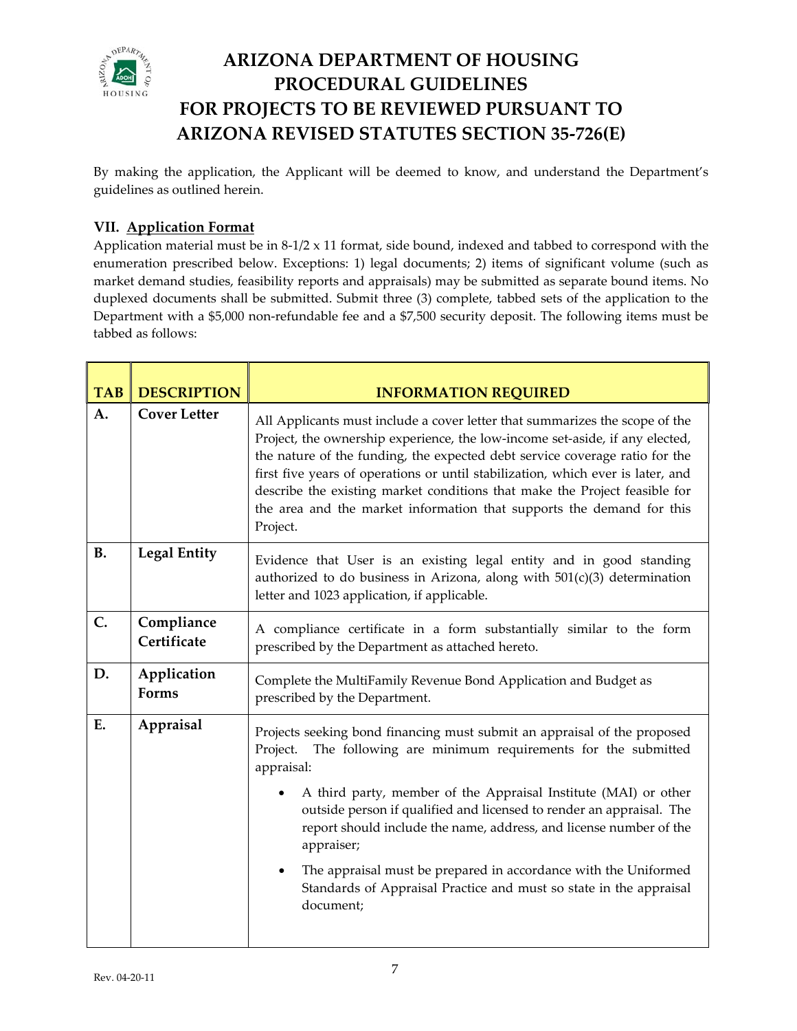# ARIZONA DEPARTMENT OF HOUSING PROCEDURAL GUIDELINES FOR PROJECTS TO BE REVIEWED PURSUANT TO ARIZONA REVISED STATUTES SECTION 35-726(E)

By making the application, the Applicant will be deemed to know, and understand the Department's guidelines as outlined herein.

### VII. Application Format

Application material must be in 8-1/2 x 11 format, side bound, indexed and tabbed to correspond with the enumeration prescribed below. Exceptions: 1) legal documents; 2) items of significant volume (such as market demand studies, feasibility reports and appraisals) may be submitted as separate bound items. No duplexed documents shall be submitted. Submit three (3) complete, tabbed sets of the application to the Department with a $5,000 non-refundable fee and a $7,500 security deposit. The following items must be tabbed as follows:

| TAB | DESCRIPTION | INFORMATION REQUIRED |
|---|---|---|
| **A.** | **Cover Letter** | All Applicants must include a cover letter that summarizes the scope of the Project, the ownership experience, the low-income set-aside, if any elected, the nature of the funding, the expected debt service coverage ratio for the first five years of operations or until stabilization, which ever is later, and describe the existing market conditions that make the Project feasible for the area and the market information that supports the demand for this Project. |
| **B.** | **Legal Entity** | Evidence that User is an existing legal entity and in good standing authorized to do business in Arizona, along with 501(c)(3) determination letter and 1023 application, if applicable. |
| **C.** | **Compliance Certificate** | A compliance certificate in a form substantially similar to the form prescribed by the Department as attached hereto. |
| **D.** | **Application Forms** | Complete the MultiFamily Revenue Bond Application and Budget as prescribed by the Department. |
| **E.** | **Appraisal** | Projects seeking bond financing must submit an appraisal of the proposed Project. The following are minimum requirements for the submitted appraisal:<br>• A third party, member of the Appraisal Institute (MAI) or other outside person if qualified and licensed to render an appraisal. The report should include the name, address, and license number of the appraiser;<br>• The appraisal must be prepared in accordance with the Uniformed Standards of Appraisal Practice and must so state in the appraisal document; |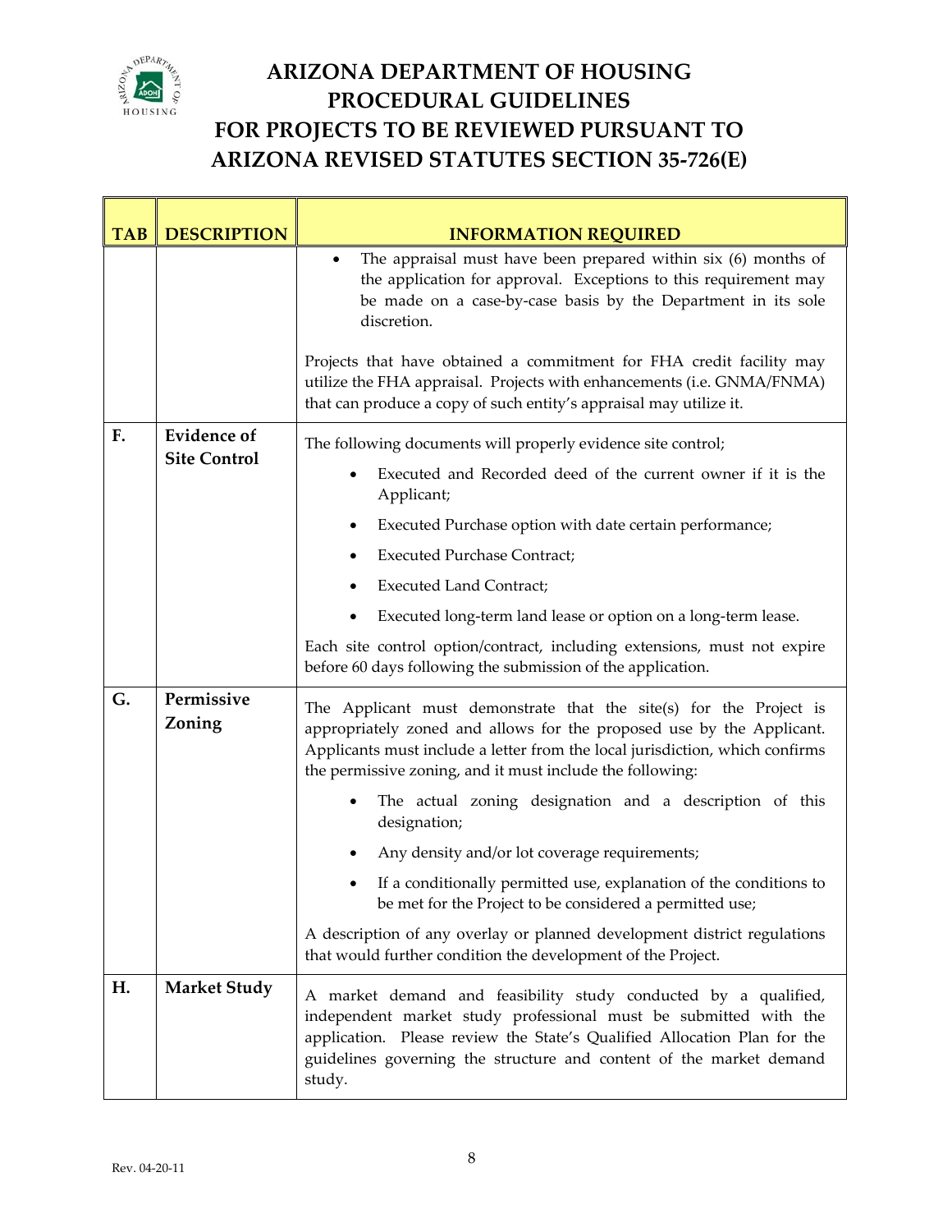# ARIZONA DEPARTMENT OF HOUSING PROCEDURAL GUIDELINES FOR PROJECTS TO BE REVIEWED PURSUANT TO ARIZONA REVISED STATUTES SECTION 35-726(E)

| TAB | DESCRIPTION | INFORMATION REQUIRED |
|---|---|---|
| | | • The appraisal must have been prepared within six (6) months of the application for approval. Exceptions to this requirement may be made on a case-by-case basis by the Department in its sole discretion.<br><br>Projects that have obtained a commitment for FHA credit facility may utilize the FHA appraisal. Projects with enhancements (i.e. GNMA/FNMA) that can produce a copy of such entity's appraisal may utilize it. |
| **F.** | **Evidence of Site Control** | The following documents will properly evidence site control;<br>• Executed and Recorded deed of the current owner if it is the Applicant;<br>• Executed Purchase option with date certain performance;<br>• Executed Purchase Contract;<br>• Executed Land Contract;<br>• Executed long-term land lease or option on a long-term lease.<br><br>Each site control option/contract, including extensions, must not expire before 60 days following the submission of the application. |
| **G.** | **Permissive Zoning** | The Applicant must demonstrate that the site(s) for the Project is appropriately zoned and allows for the proposed use by the Applicant. Applicants must include a letter from the local jurisdiction, which confirms the permissive zoning, and it must include the following:<br>• The actual zoning designation and a description of this designation;<br>• Any density and/or lot coverage requirements;<br>• If a conditionally permitted use, explanation of the conditions to be met for the Project to be considered a permitted use;<br><br>A description of any overlay or planned development district regulations that would further condition the development of the Project. |
| **H.** | **Market Study** | A market demand and feasibility study conducted by a qualified, independent market study professional must be submitted with the application. Please review the State's Qualified Allocation Plan for the guidelines governing the structure and content of the market demand study. |

Rev. 04-20-11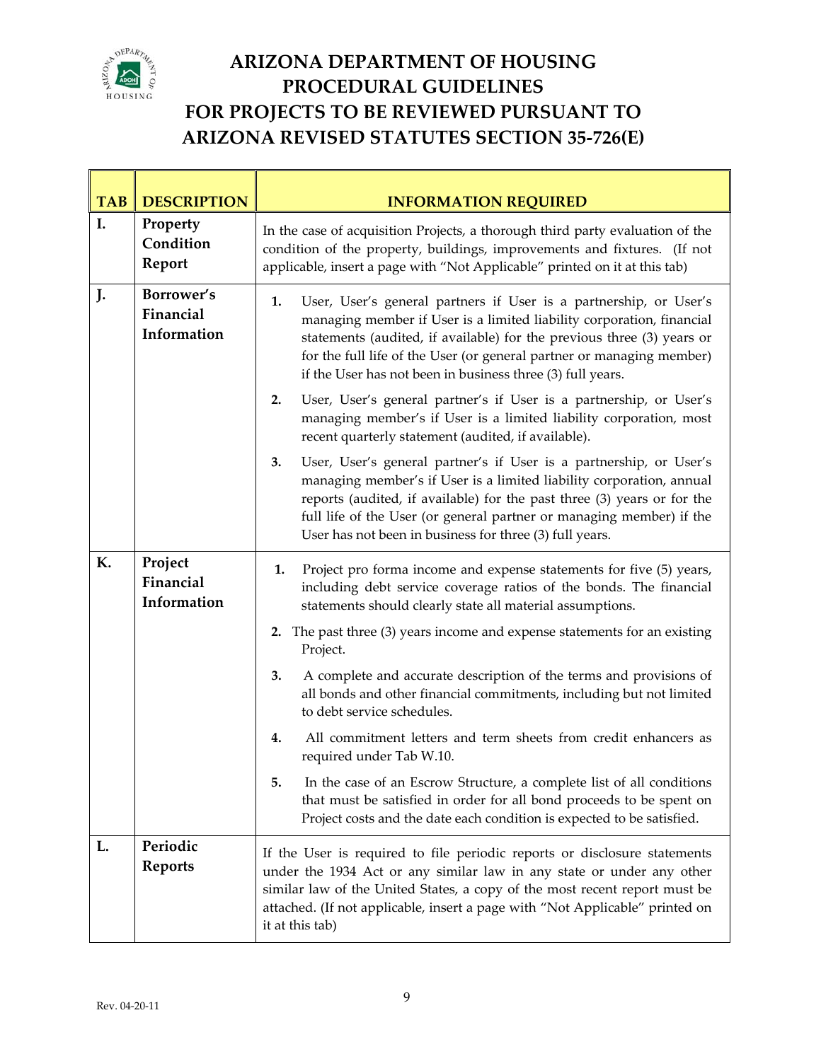# ARIZONA DEPARTMENT OF HOUSING PROCEDURAL GUIDELINES FOR PROJECTS TO BE REVIEWED PURSUANT TO ARIZONA REVISED STATUTES SECTION 35-726(E)

| TAB | DESCRIPTION | INFORMATION REQUIRED |
|---|---|---|
| I. | Property Condition Report | In the case of acquisition Projects, a thorough third party evaluation of the condition of the property, buildings, improvements and fixtures. (If not applicable, insert a page with "Not Applicable" printed on it at this tab) |
| J. | Borrower's Financial Information | 1. User, User's general partners if User is a partnership, or User's managing member if User is a limited liability corporation, financial statements (audited, if available) for the previous three (3) years or for the full life of the User (or general partner or managing member) if the User has not been in business three (3) full years.<br><br>2. User, User's general partner's if User is a partnership, or User's managing member's if User is a limited liability corporation, most recent quarterly statement (audited, if available).<br><br>3. User, User's general partner's if User is a partnership, or User's managing member's if User is a limited liability corporation, annual reports (audited, if available) for the past three (3) years or for the full life of the User (or general partner or managing member) if the User has not been in business for three (3) full years. |
| K. | Project Financial Information | 1. Project pro forma income and expense statements for five (5) years, including debt service coverage ratios of the bonds. The financial statements should clearly state all material assumptions.<br><br>2. The past three (3) years income and expense statements for an existing Project.<br><br>3. A complete and accurate description of the terms and provisions of all bonds and other financial commitments, including but not limited to debt service schedules.<br><br>4. All commitment letters and term sheets from credit enhancers as required under Tab W.10.<br><br>5. In the case of an Escrow Structure, a complete list of all conditions that must be satisfied in order for all bond proceeds to be spent on Project costs and the date each condition is expected to be satisfied. |
| L. | Periodic Reports | If the User is required to file periodic reports or disclosure statements under the 1934 Act or any similar law in any state or under any other similar law of the United States, a copy of the most recent report must be attached. (If not applicable, insert a page with "Not Applicable" printed on it at this tab) |

Rev. 04-20-11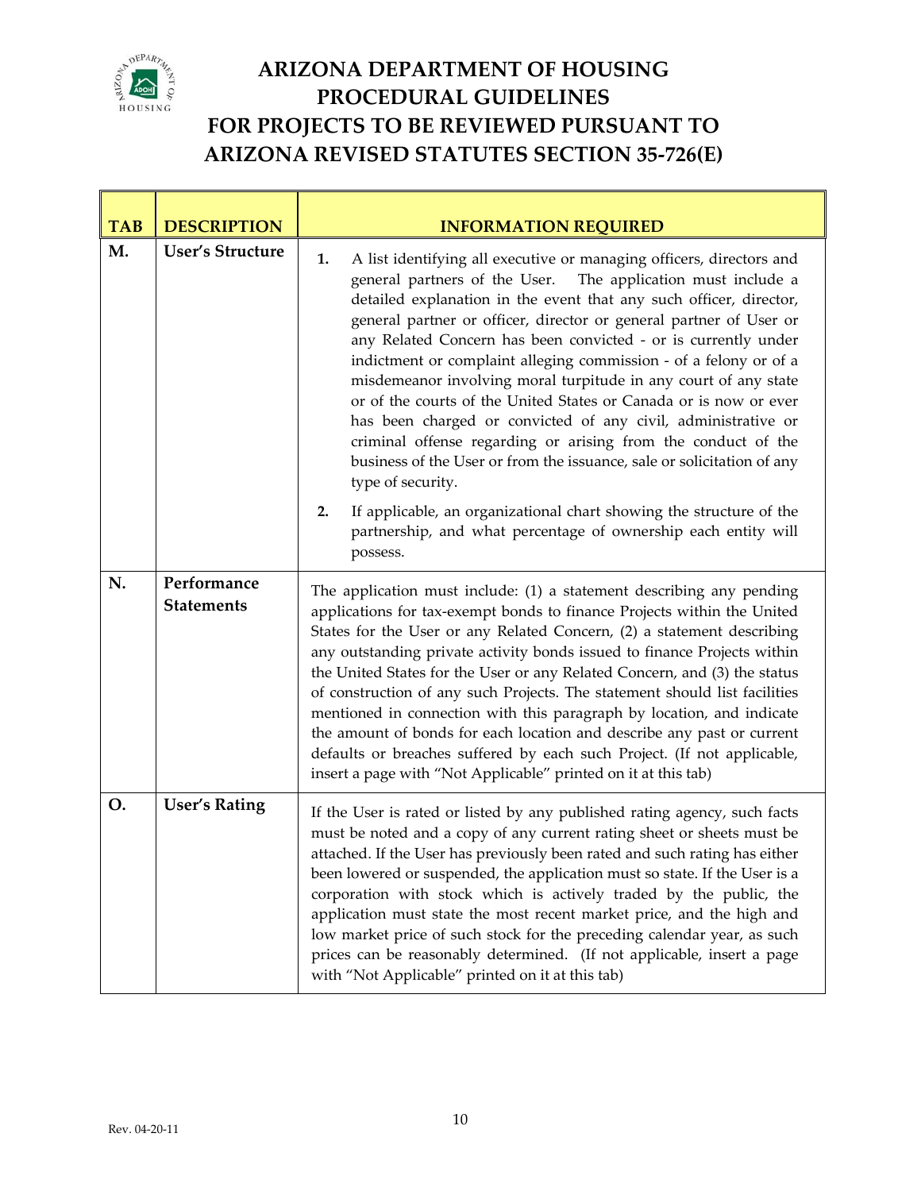# ARIZONA DEPARTMENT OF HOUSING PROCEDURAL GUIDELINES FOR PROJECTS TO BE REVIEWED PURSUANT TO ARIZONA REVISED STATUTES SECTION 35-726(E)

| TAB | DESCRIPTION | INFORMATION REQUIRED |
|---|---|---|
| **M.** | **User's Structure** | **1.** A list identifying all executive or managing officers, directors and general partners of the User. The application must include a detailed explanation in the event that any such officer, director, general partner or officer, director or general partner of User or any Related Concern has been convicted - or is currently under indictment or complaint alleging commission - of a felony or of a misdemeanor involving moral turpitude in any court of any state or of the courts of the United States or Canada or is now or ever has been charged or convicted of any civil, administrative or criminal offense regarding or arising from the conduct of the business of the User or from the issuance, sale or solicitation of any type of security.<br><br>**2.** If applicable, an organizational chart showing the structure of the partnership, and what percentage of ownership each entity will possess. |
| **N.** | **Performance Statements** | The application must include: (1) a statement describing any pending applications for tax-exempt bonds to finance Projects within the United States for the User or any Related Concern, (2) a statement describing any outstanding private activity bonds issued to finance Projects within the United States for the User or any Related Concern, and (3) the status of construction of any such Projects. The statement should list facilities mentioned in connection with this paragraph by location, and indicate the amount of bonds for each location and describe any past or current defaults or breaches suffered by each such Project. (If not applicable, insert a page with "Not Applicable" printed on it at this tab) |
| **O.** | **User's Rating** | If the User is rated or listed by any published rating agency, such facts must be noted and a copy of any current rating sheet or sheets must be attached. If the User has previously been rated and such rating has either been lowered or suspended, the application must so state. If the User is a corporation with stock which is actively traded by the public, the application must state the most recent market price, and the high and low market price of such stock for the preceding calendar year, as such prices can be reasonably determined. (If not applicable, insert a page with "Not Applicable" printed on it at this tab) |

Rev. 04-20-11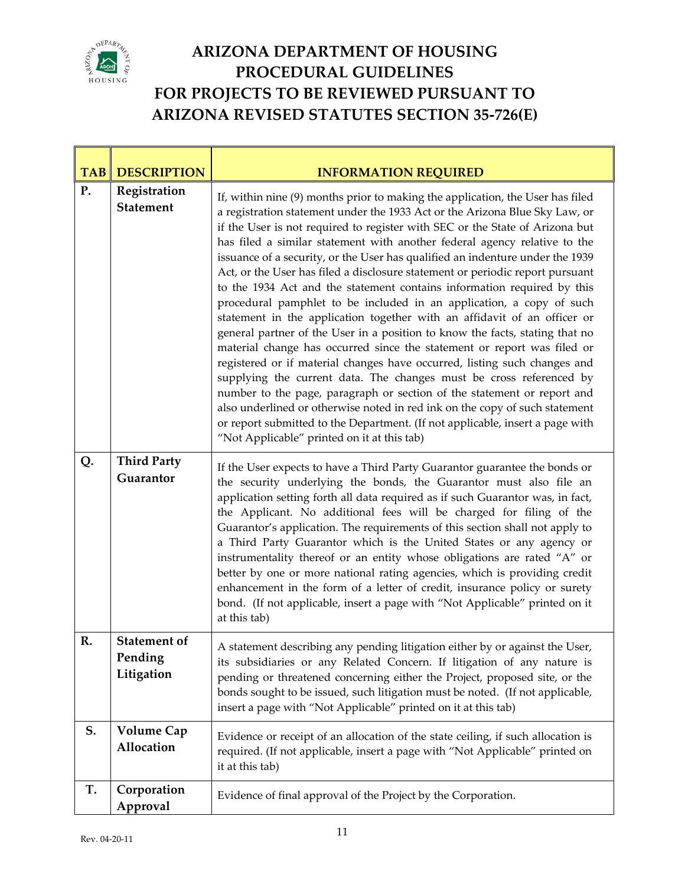# ARIZONA DEPARTMENT OF HOUSING PROCEDURAL GUIDELINES FOR PROJECTS TO BE REVIEWED PURSUANT TO ARIZONA REVISED STATUTES SECTION 35-726(E)

| TAB | DESCRIPTION | INFORMATION REQUIRED |
| --- | --- | --- |
| P. | **Registration Statement** | If, within nine (9) months prior to making the application, the User has filed a registration statement under the 1933 Act or the Arizona Blue Sky Law, or if the User is not required to register with SEC or the State of Arizona but has filed a similar statement with another federal agency relative to the issuance of a security, or the User has qualified an indenture under the 1939 Act, or the User has filed a disclosure statement or periodic report pursuant to the 1934 Act and the statement contains information required by this procedural pamphlet to be included in an application, a copy of such statement in the application together with an affidavit of an officer or general partner of the User in a position to know the facts, stating that no material change has occurred since the statement or report was filed or registered or if material changes have occurred, listing such changes and supplying the current data. The changes must be cross referenced by number to the page, paragraph or section of the statement or report and also underlined or otherwise noted in red ink on the copy of such statement or report submitted to the Department. (If not applicable, insert a page with "Not Applicable" printed on it at this tab) |
| Q. | **Third Party Guarantor** | If the User expects to have a Third Party Guarantor guarantee the bonds or the security underlying the bonds, the Guarantor must also file an application setting forth all data required as if such Guarantor was, in fact, the Applicant. No additional fees will be charged for filing of the Guarantor's application. The requirements of this section shall not apply to a Third Party Guarantor which is the United States or any agency or instrumentality thereof or an entity whose obligations are rated "A" or better by one or more national rating agencies, which is providing credit enhancement in the form of a letter of credit, insurance policy or surety bond. (If not applicable, insert a page with "Not Applicable" printed on it at this tab) |
| R. | **Statement of Pending Litigation** | A statement describing any pending litigation either by or against the User, its subsidiaries or any Related Concern. If litigation of any nature is pending or threatened concerning either the Project, proposed site, or the bonds sought to be issued, such litigation must be noted. (If not applicable, insert a page with "Not Applicable" printed on it at this tab) |
| S. | **Volume Cap Allocation** | Evidence or receipt of an allocation of the state ceiling, if such allocation is required. (If not applicable, insert a page with "Not Applicable" printed on it at this tab) |
| T. | **Corporation Approval** | Evidence of final approval of the Project by the Corporation. |

Rev. 04-20-11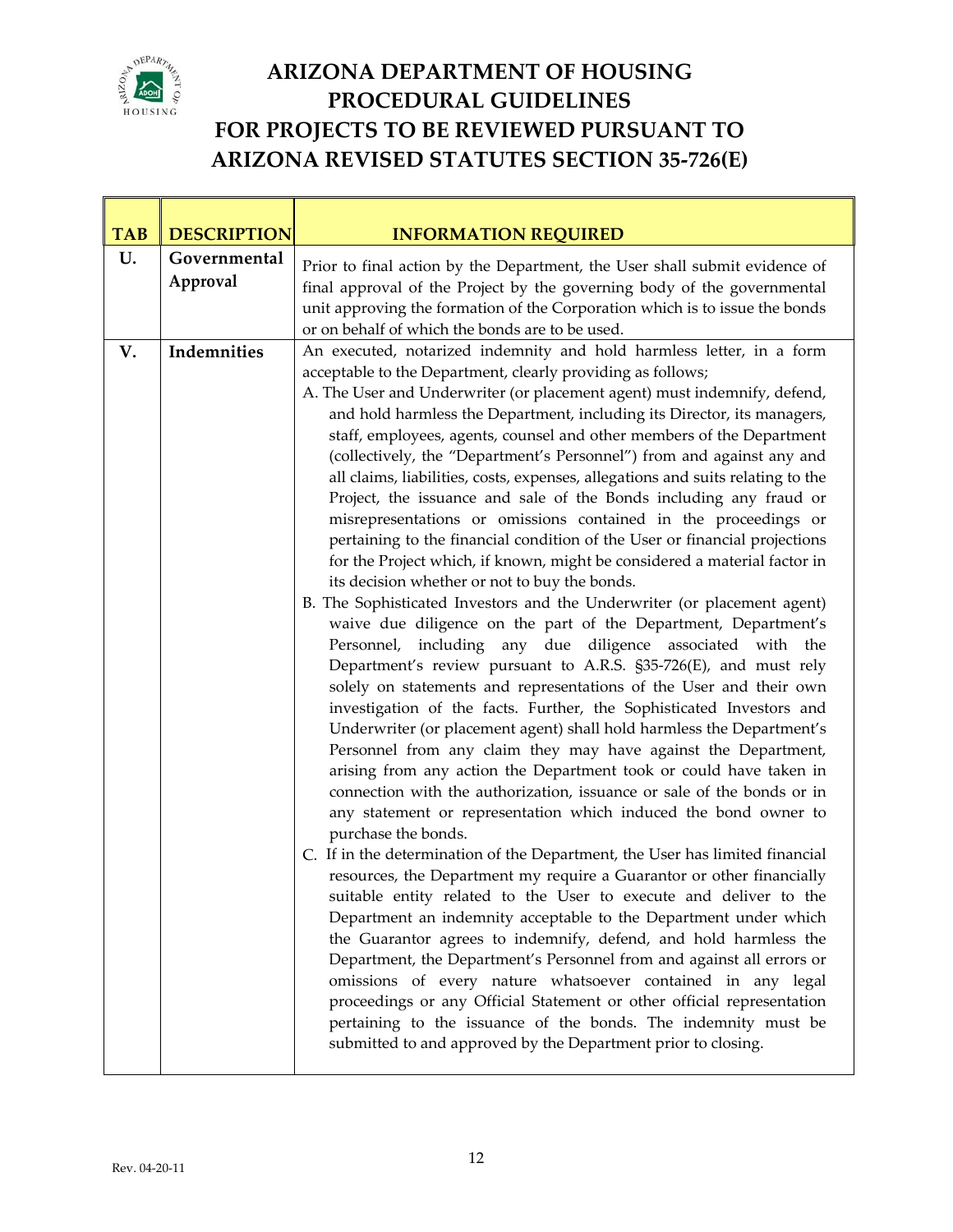# ARIZONA DEPARTMENT OF HOUSING
# PROCEDURAL GUIDELINES
# FOR PROJECTS TO BE REVIEWED PURSUANT TO
# ARIZONA REVISED STATUTES SECTION 35-726(E)

| TAB | DESCRIPTION | INFORMATION REQUIRED |
|---|---|---|
| U. | Governmental Approval | Prior to final action by the Department, the User shall submit evidence of final approval of the Project by the governing body of the governmental unit approving the formation of the Corporation which is to issue the bonds or on behalf of which the bonds are to be used. |
| V. | Indemnities | An executed, notarized indemnity and hold harmless letter, in a form acceptable to the Department, clearly providing as follows;<br>A. The User and Underwriter (or placement agent) must indemnify, defend, and hold harmless the Department, including its Director, its managers, staff, employees, agents, counsel and other members of the Department (collectively, the "Department's Personnel") from and against any and all claims, liabilities, costs, expenses, allegations and suits relating to the Project, the issuance and sale of the Bonds including any fraud or misrepresentations or omissions contained in the proceedings or pertaining to the financial condition of the User or financial projections for the Project which, if known, might be considered a material factor in its decision whether or not to buy the bonds.<br>B. The Sophisticated Investors and the Underwriter (or placement agent) waive due diligence on the part of the Department, Department's Personnel, including any due diligence associated with the Department's review pursuant to A.R.S. §35-726(E), and must rely solely on statements and representations of the User and their own investigation of the facts. Further, the Sophisticated Investors and Underwriter (or placement agent) shall hold harmless the Department's Personnel from any claim they may have against the Department, arising from any action the Department took or could have taken in connection with the authorization, issuance or sale of the bonds or in any statement or representation which induced the bond owner to purchase the bonds.<br>C. If in the determination of the Department, the User has limited financial resources, the Department my require a Guarantor or other financially suitable entity related to the User to execute and deliver to the Department an indemnity acceptable to the Department under which the Guarantor agrees to indemnify, defend, and hold harmless the Department, the Department's Personnel from and against all errors or omissions of every nature whatsoever contained in any legal proceedings or any Official Statement or other official representation pertaining to the issuance of the bonds. The indemnity must be submitted to and approved by the Department prior to closing. |

Rev. 04-20-11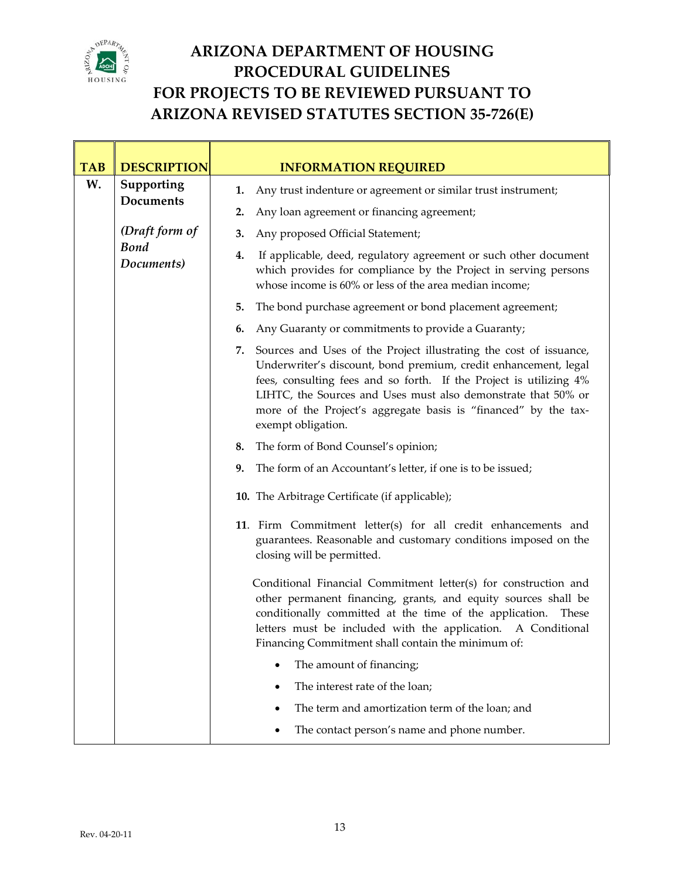# ARIZONA DEPARTMENT OF HOUSING PROCEDURAL GUIDELINES FOR PROJECTS TO BE REVIEWED PURSUANT TO ARIZONA REVISED STATUTES SECTION 35-726(E)

| TAB | DESCRIPTION | INFORMATION REQUIRED |
|---|---|---|
| **W.** | **Supporting Documents**<br><br>*(Draft form of Bond Documents)* | **1.** Any trust indenture or agreement or similar trust instrument;<br><br>**2.** Any loan agreement or financing agreement;<br><br>**3.** Any proposed Official Statement;<br><br>**4.** If applicable, deed, regulatory agreement or such other document which provides for compliance by the Project in serving persons whose income is 60% or less of the area median income;<br><br>**5.** The bond purchase agreement or bond placement agreement;<br><br>**6.** Any Guaranty or commitments to provide a Guaranty;<br><br>**7.** Sources and Uses of the Project illustrating the cost of issuance, Underwriter's discount, bond premium, credit enhancement, legal fees, consulting fees and so forth. If the Project is utilizing 4% LIHTC, the Sources and Uses must also demonstrate that 50% or more of the Project's aggregate basis is "financed" by the tax-exempt obligation.<br><br>**8.** The form of Bond Counsel's opinion;<br><br>**9.** The form of an Accountant's letter, if one is to be issued;<br><br>**10.** The Arbitrage Certificate (if applicable);<br><br>**11**. Firm Commitment letter(s) for all credit enhancements and guarantees. Reasonable and customary conditions imposed on the closing will be permitted.<br><br>Conditional Financial Commitment letter(s) for construction and other permanent financing, grants, and equity sources shall be conditionally committed at the time of the application. These letters must be included with the application. A Conditional Financing Commitment shall contain the minimum of:<br><br>• The amount of financing;<br>• The interest rate of the loan;<br>• The term and amortization term of the loan; and<br>• The contact person's name and phone number. |

Rev. 04-20-11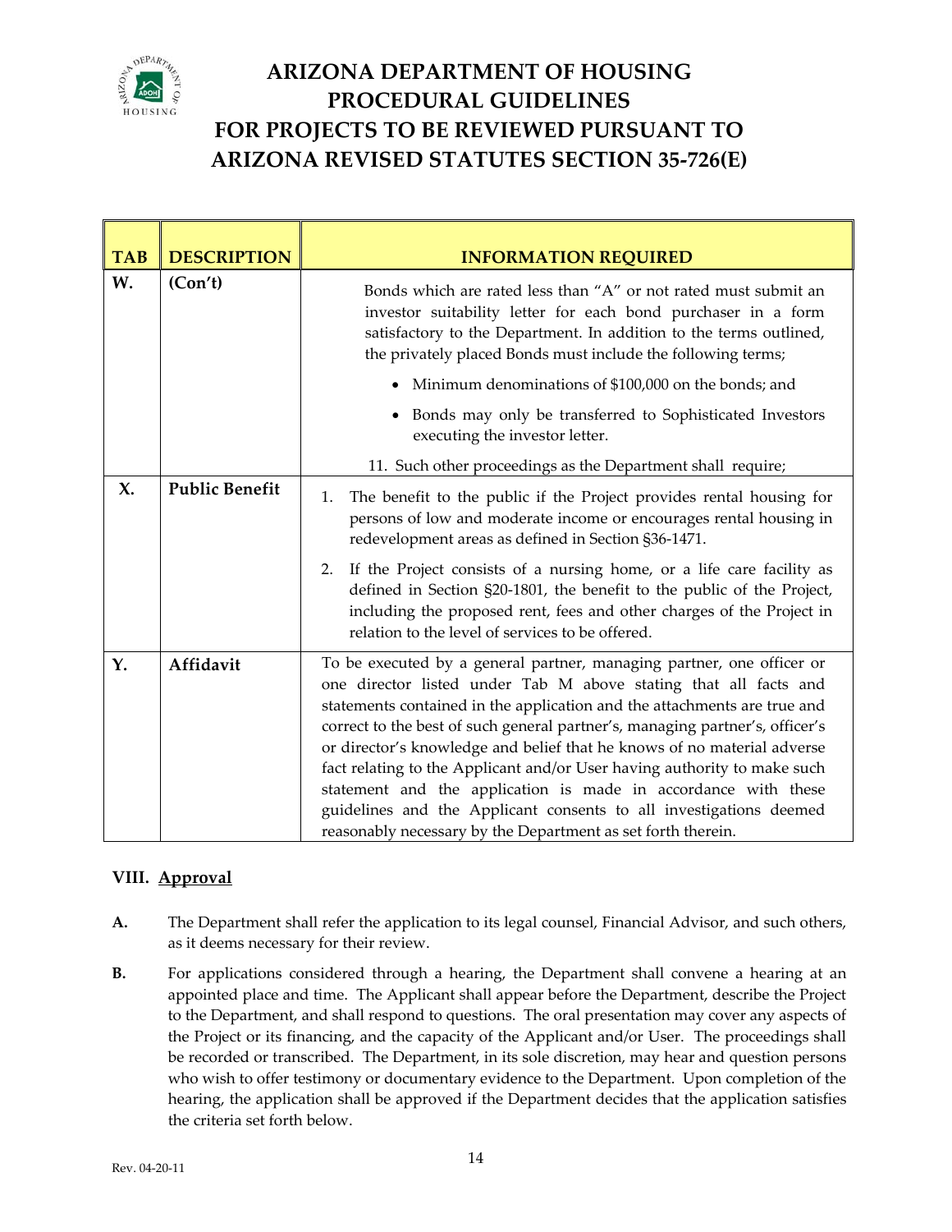# ARIZONA DEPARTMENT OF HOUSING PROCEDURAL GUIDELINES FOR PROJECTS TO BE REVIEWED PURSUANT TO ARIZONA REVISED STATUTES SECTION 35-726(E)

| TAB | DESCRIPTION | INFORMATION REQUIRED |
|---|---|---|
| W. | (Con't) | Bonds which are rated less than "A" or not rated must submit an investor suitability letter for each bond purchaser in a form satisfactory to the Department. In addition to the terms outlined, the privately placed Bonds must include the following terms; <br>• Minimum denominations of $100,000 on the bonds; and <br>• Bonds may only be transferred to Sophisticated Investors executing the investor letter. <br>11. Such other proceedings as the Department shall require; |
| X. | Public Benefit | 1. The benefit to the public if the Project provides rental housing for persons of low and moderate income or encourages rental housing in redevelopment areas as defined in Section §36-1471. <br>2. If the Project consists of a nursing home, or a life care facility as defined in Section §20-1801, the benefit to the public of the Project, including the proposed rent, fees and other charges of the Project in relation to the level of services to be offered. |
| Y. | Affidavit | To be executed by a general partner, managing partner, one officer or one director listed under Tab M above stating that all facts and statements contained in the application and the attachments are true and correct to the best of such general partner's, managing partner's, officer's or director's knowledge and belief that he knows of no material adverse fact relating to the Applicant and/or User having authority to make such statement and the application is made in accordance with these guidelines and the Applicant consents to all investigations deemed reasonably necessary by the Department as set forth therein. |

## VIII. Approval

**A.** The Department shall refer the application to its legal counsel, Financial Advisor, and such others, as it deems necessary for their review.

**B.** For applications considered through a hearing, the Department shall convene a hearing at an appointed place and time. The Applicant shall appear before the Department, describe the Project to the Department, and shall respond to questions. The oral presentation may cover any aspects of the Project or its financing, and the capacity of the Applicant and/or User. The proceedings shall be recorded or transcribed. The Department, in its sole discretion, may hear and question persons who wish to offer testimony or documentary evidence to the Department. Upon completion of the hearing, the application shall be approved if the Department decides that the application satisfies the criteria set forth below.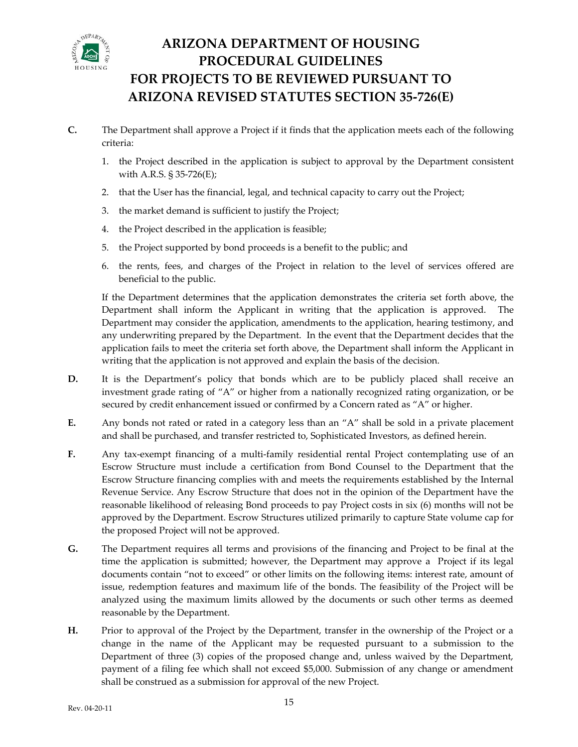**C.** The Department shall approve a Project if it finds that the application meets each of the following criteria:

1. the Project described in the application is subject to approval by the Department consistent with A.R.S. § 35-726(E);
2. that the User has the financial, legal, and technical capacity to carry out the Project;
3. the market demand is sufficient to justify the Project;
4. the Project described in the application is feasible;
5. the Project supported by bond proceeds is a benefit to the public; and
6. the rents, fees, and charges of the Project in relation to the level of services offered are beneficial to the public.

If the Department determines that the application demonstrates the criteria set forth above, the Department shall inform the Applicant in writing that the application is approved. The Department may consider the application, amendments to the application, hearing testimony, and any underwriting prepared by the Department. In the event that the Department decides that the application fails to meet the criteria set forth above, the Department shall inform the Applicant in writing that the application is not approved and explain the basis of the decision.

**D.** It is the Department's policy that bonds which are to be publicly placed shall receive an investment grade rating of "A" or higher from a nationally recognized rating organization, or be secured by credit enhancement issued or confirmed by a Concern rated as "A" or higher.

**E.** Any bonds not rated or rated in a category less than an "A" shall be sold in a private placement and shall be purchased, and transfer restricted to, Sophisticated Investors, as defined herein.

**F.** Any tax-exempt financing of a multi-family residential rental Project contemplating use of an Escrow Structure must include a certification from Bond Counsel to the Department that the Escrow Structure financing complies with and meets the requirements established by the Internal Revenue Service. Any Escrow Structure that does not in the opinion of the Department have the reasonable likelihood of releasing Bond proceeds to pay Project costs in six (6) months will not be approved by the Department. Escrow Structures utilized primarily to capture State volume cap for the proposed Project will not be approved.

**G.** The Department requires all terms and provisions of the financing and Project to be final at the time the application is submitted; however, the Department may approve a Project if its legal documents contain "not to exceed" or other limits on the following items: interest rate, amount of issue, redemption features and maximum life of the bonds. The feasibility of the Project will be analyzed using the maximum limits allowed by the documents or such other terms as deemed reasonable by the Department.

**H.** Prior to approval of the Project by the Department, transfer in the ownership of the Project or a change in the name of the Applicant may be requested pursuant to a submission to the Department of three (3) copies of the proposed change and, unless waived by the Department, payment of a filing fee which shall not exceed $5,000. Submission of any change or amendment shall be construed as a submission for approval of the new Project.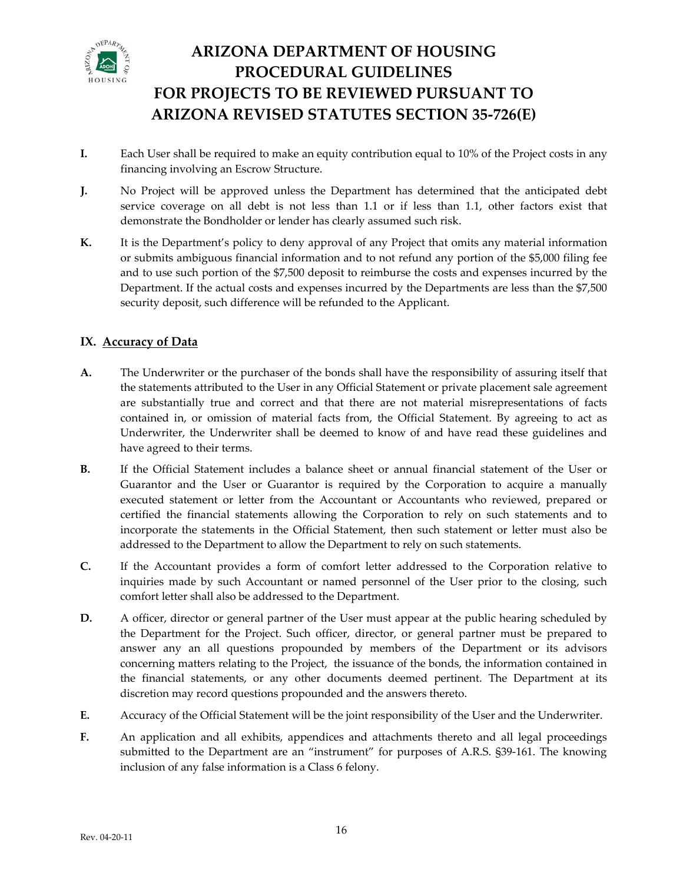**I.** Each User shall be required to make an equity contribution equal to 10% of the Project costs in any financing involving an Escrow Structure.

**J.** No Project will be approved unless the Department has determined that the anticipated debt service coverage on all debt is not less than 1.1 or if less than 1.1, other factors exist that demonstrate the Bondholder or lender has clearly assumed such risk.

**K.** It is the Department's policy to deny approval of any Project that omits any material information or submits ambiguous financial information and to not refund any portion of the $5,000 filing fee and to use such portion of the $7,500 deposit to reimburse the costs and expenses incurred by the Department. If the actual costs and expenses incurred by the Departments are less than the $7,500 security deposit, such difference will be refunded to the Applicant.

## IX. Accuracy of Data

**A.** The Underwriter or the purchaser of the bonds shall have the responsibility of assuring itself that the statements attributed to the User in any Official Statement or private placement sale agreement are substantially true and correct and that there are not material misrepresentations of facts contained in, or omission of material facts from, the Official Statement. By agreeing to act as Underwriter, the Underwriter shall be deemed to know of and have read these guidelines and have agreed to their terms.

**B.** If the Official Statement includes a balance sheet or annual financial statement of the User or Guarantor and the User or Guarantor is required by the Corporation to acquire a manually executed statement or letter from the Accountant or Accountants who reviewed, prepared or certified the financial statements allowing the Corporation to rely on such statements and to incorporate the statements in the Official Statement, then such statement or letter must also be addressed to the Department to allow the Department to rely on such statements.

**C.** If the Accountant provides a form of comfort letter addressed to the Corporation relative to inquiries made by such Accountant or named personnel of the User prior to the closing, such comfort letter shall also be addressed to the Department.

**D.** A officer, director or general partner of the User must appear at the public hearing scheduled by the Department for the Project. Such officer, director, or general partner must be prepared to answer any an all questions propounded by members of the Department or its advisors concerning matters relating to the Project, the issuance of the bonds, the information contained in the financial statements, or any other documents deemed pertinent. The Department at its discretion may record questions propounded and the answers thereto.

**E.** Accuracy of the Official Statement will be the joint responsibility of the User and the Underwriter.

**F.** An application and all exhibits, appendices and attachments thereto and all legal proceedings submitted to the Department are an "instrument" for purposes of A.R.S. §39-161. The knowing inclusion of any false information is a Class 6 felony.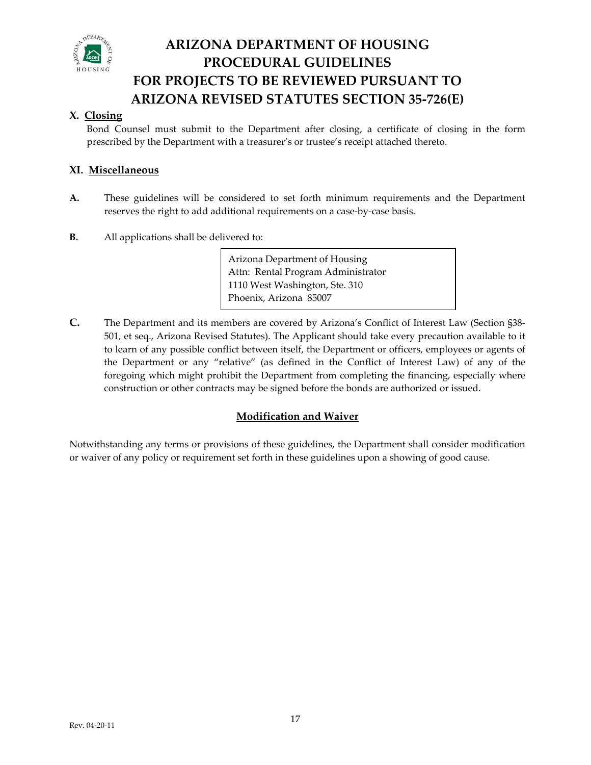## X. Closing

Bond Counsel must submit to the Department after closing, a certificate of closing in the form prescribed by the Department with a treasurer's or trustee's receipt attached thereto.

## XI. Miscellaneous

**A.** These guidelines will be considered to set forth minimum requirements and the Department reserves the right to add additional requirements on a case-by-case basis.

**B.** All applications shall be delivered to:

> Arizona Department of Housing
> Attn: Rental Program Administrator
> 1110 West Washington, Ste. 310
> Phoenix, Arizona 85007

**C.** The Department and its members are covered by Arizona's Conflict of Interest Law (Section §38-501, et seq., Arizona Revised Statutes). The Applicant should take every precaution available to it to learn of any possible conflict between itself, the Department or officers, employees or agents of the Department or any "relative" (as defined in the Conflict of Interest Law) of any of the foregoing which might prohibit the Department from completing the financing, especially where construction or other contracts may be signed before the bonds are authorized or issued.

### Modification and Waiver

Notwithstanding any terms or provisions of these guidelines, the Department shall consider modification or waiver of any policy or requirement set forth in these guidelines upon a showing of good cause.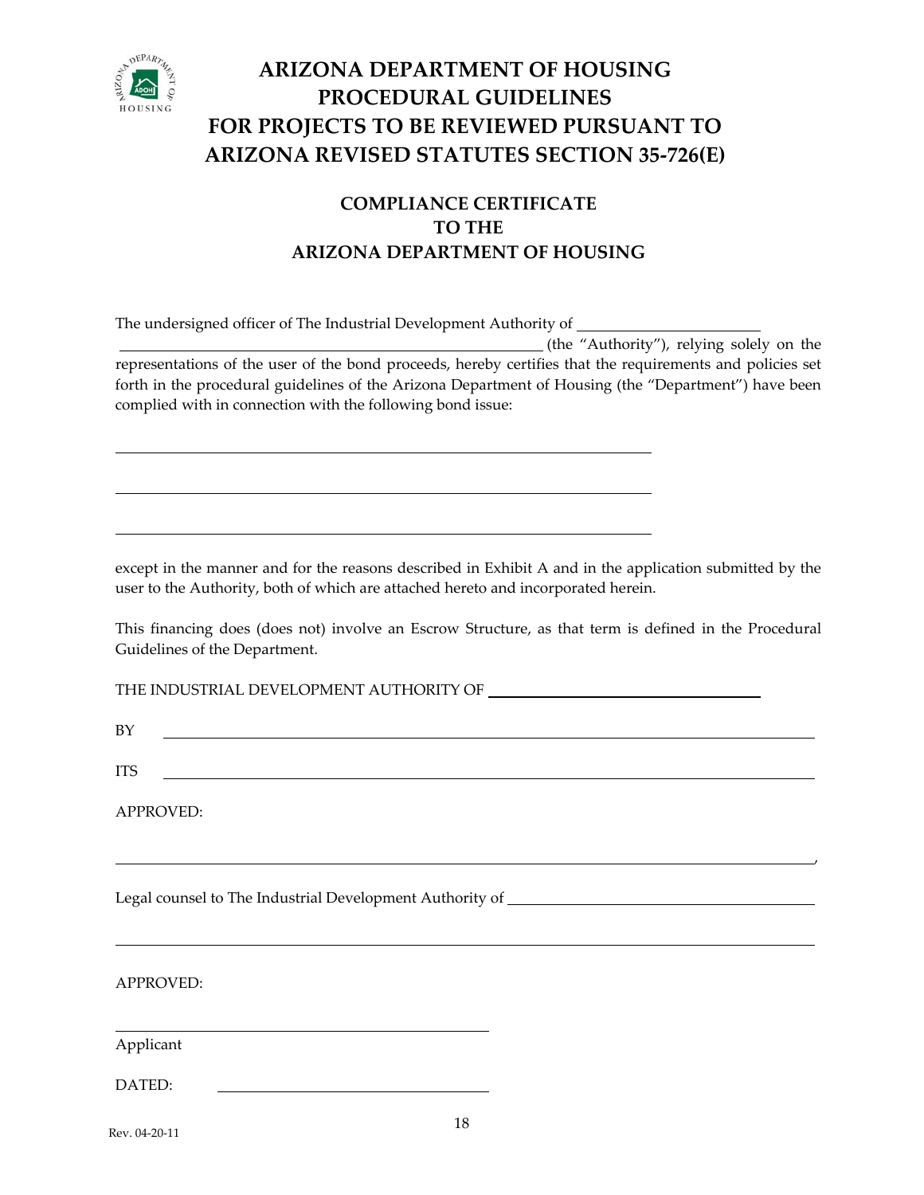# ARIZONA DEPARTMENT OF HOUSING PROCEDURAL GUIDELINES FOR PROJECTS TO BE REVIEWED PURSUANT TO ARIZONA REVISED STATUTES SECTION 35-726(E)

## COMPLIANCE CERTIFICATE TO THE ARIZONA DEPARTMENT OF HOUSING

The undersigned officer of The Industrial Development Authority of \_\_\_\_\_\_\_\_\_\_\_\_\_\_\_\_\_\_\_\_\_\_\_\_ \_\_\_\_\_\_\_\_\_\_\_\_\_\_\_\_\_\_\_\_\_\_\_\_\_\_\_\_\_\_\_\_\_\_\_\_\_\_\_\_\_\_\_\_\_\_\_\_\_\_\_\_\_\_\_\_ (the "Authority"), relying solely on the representations of the user of the bond proceeds, hereby certifies that the requirements and policies set forth in the procedural guidelines of the Arizona Department of Housing (the "Department") have been complied with in connection with the following bond issue:

\_\_\_\_\_\_\_\_\_\_\_\_\_\_\_\_\_\_\_\_\_\_\_\_\_\_\_\_\_\_\_\_\_\_\_\_\_\_\_\_\_\_\_\_\_\_\_\_\_\_\_\_\_\_\_\_\_\_\_\_\_\_\_\_\_\_\_\_\_\_

\_\_\_\_\_\_\_\_\_\_\_\_\_\_\_\_\_\_\_\_\_\_\_\_\_\_\_\_\_\_\_\_\_\_\_\_\_\_\_\_\_\_\_\_\_\_\_\_\_\_\_\_\_\_\_\_\_\_\_\_\_\_\_\_\_\_\_\_\_\_

\_\_\_\_\_\_\_\_\_\_\_\_\_\_\_\_\_\_\_\_\_\_\_\_\_\_\_\_\_\_\_\_\_\_\_\_\_\_\_\_\_\_\_\_\_\_\_\_\_\_\_\_\_\_\_\_\_\_\_\_\_\_\_\_\_\_\_\_\_\_

except in the manner and for the reasons described in Exhibit A and in the application submitted by the user to the Authority, both of which are attached hereto and incorporated herein.

This financing does (does not) involve an Escrow Structure, as that term is defined in the Procedural Guidelines of the Department.

THE INDUSTRIAL DEVELOPMENT AUTHORITY OF \_\_\_\_\_\_\_\_\_\_\_\_\_\_\_\_\_\_\_\_\_\_\_\_\_\_\_\_\_\_\_\_\_\_\_\_

BY \_\_\_\_\_\_\_\_\_\_\_\_\_\_\_\_\_\_\_\_\_\_\_\_\_\_\_\_\_\_\_\_\_\_\_\_\_\_\_\_\_\_\_\_\_\_\_\_\_\_\_\_\_\_\_\_\_\_\_\_\_\_\_\_\_\_\_\_\_\_\_\_\_\_\_\_\_\_\_\_\_\_\_\_

ITS \_\_\_\_\_\_\_\_\_\_\_\_\_\_\_\_\_\_\_\_\_\_\_\_\_\_\_\_\_\_\_\_\_\_\_\_\_\_\_\_\_\_\_\_\_\_\_\_\_\_\_\_\_\_\_\_\_\_\_\_\_\_\_\_\_\_\_\_\_\_\_\_\_\_\_\_\_\_\_\_\_\_\_\_

APPROVED:

\_\_\_\_\_\_\_\_\_\_\_\_\_\_\_\_\_\_\_\_\_\_\_\_\_\_\_\_\_\_\_\_\_\_\_\_\_\_\_\_\_\_\_\_\_\_\_\_\_\_\_\_\_\_\_\_\_\_\_\_\_\_\_\_\_\_\_\_\_\_\_\_\_\_\_\_\_\_\_\_\_\_\_\_\_\_\_,

Legal counsel to The Industrial Development Authority of \_\_\_\_\_\_\_\_\_\_\_\_\_\_\_\_\_\_\_\_\_\_\_\_\_\_\_\_\_\_\_\_\_\_\_\_\_\_\_\_

\_\_\_\_\_\_\_\_\_\_\_\_\_\_\_\_\_\_\_\_\_\_\_\_\_\_\_\_\_\_\_\_\_\_\_\_\_\_\_\_\_\_\_\_\_\_\_\_\_\_\_\_\_\_\_\_\_\_\_\_\_\_\_\_\_\_\_\_\_\_\_\_\_\_\_\_\_\_\_\_\_\_\_\_\_\_\_\_

APPROVED:

\_\_\_\_\_\_\_\_\_\_\_\_\_\_\_\_\_\_\_\_\_\_\_\_\_\_\_\_\_\_\_\_\_\_\_\_\_\_\_\_\_\_\_\_\_\_\_\_\_\_

Applicant

DATED: \_\_\_\_\_\_\_\_\_\_\_\_\_\_\_\_\_\_\_\_\_\_\_\_\_\_\_\_\_\_\_\_\_\_

Rev. 04-20-11